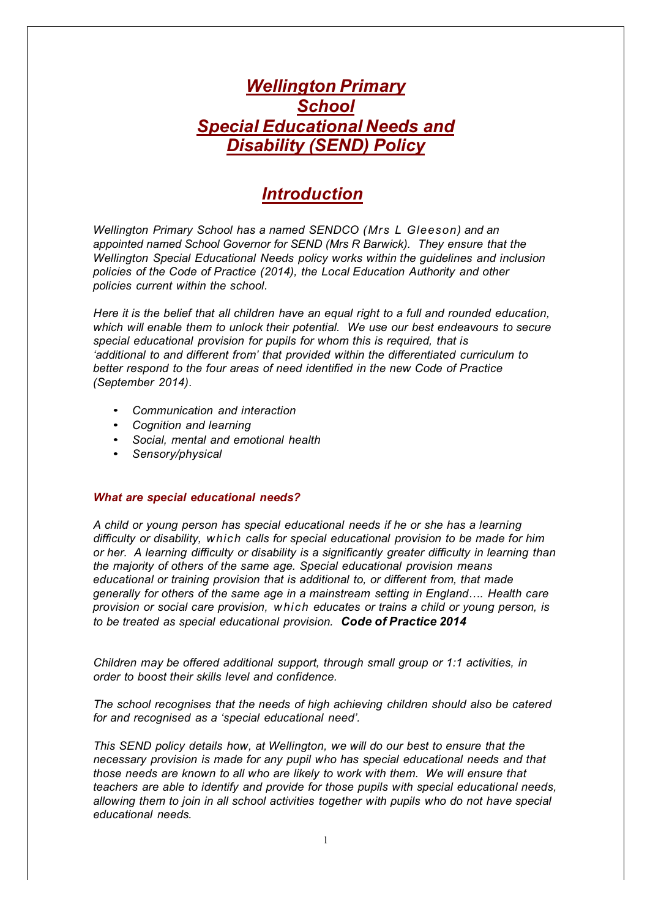# *Wellington Primary School Special Educational Needs and Disability (SEND) Policy*

## *Introduction*

*Wellington Primary School has a named SENDCO (Mrs L Gleeson) and an appointed named School Governor for SEND (Mrs R Barwick). They ensure that the Wellington Special Educational Needs policy works within the guidelines and inclusion policies of the Code of Practice (2014), the Local Education Authority and other policies current within the school.*

*Here it is the belief that all children have an equal right to a full and rounded education, which will enable them to unlock their potential. We use our best endeavours to secure special educational provision for pupils for whom this is required, that is 'additional to and different from' that provided within the differentiated curriculum to better respond to the four areas of need identified in the new Code of Practice (September 2014).*

- *Communication and interaction*
- *Cognition and learning*
- *Social, mental and emotional health*
- *Sensory/physical*

### *What are special educational needs?*

*A child or young person has special educational needs if he or she has a learning difficulty or disability, which calls for special educational provision to be made for him or her. A learning difficulty or disability is a significantly greater difficulty in learning than the majority of others of the same age. Special educational provision means educational or training provision that is additional to, or different from, that made generally for others of the same age in a mainstream setting in England…. Health care provision or social care provision, which educates or trains a child or young person, is to be treated as special educational provision.* ***Code of Practice 2014***

*Children may be offered additional support, through small group or 1:1 activities, in order to boost their skills level and confidence.*

*The school recognises that the needs of high achieving children should also be catered for and recognised as a 'special educational need'.*

*This SEND policy details how, at Wellington, we will do our best to ensure that the necessary provision is made for any pupil who has special educational needs and that those needs are known to all who are likely to work with them. We will ensure that teachers are able to identify and provide for those pupils with special educational needs, allowing them to join in all school activities together with pupils who do not have special educational needs.*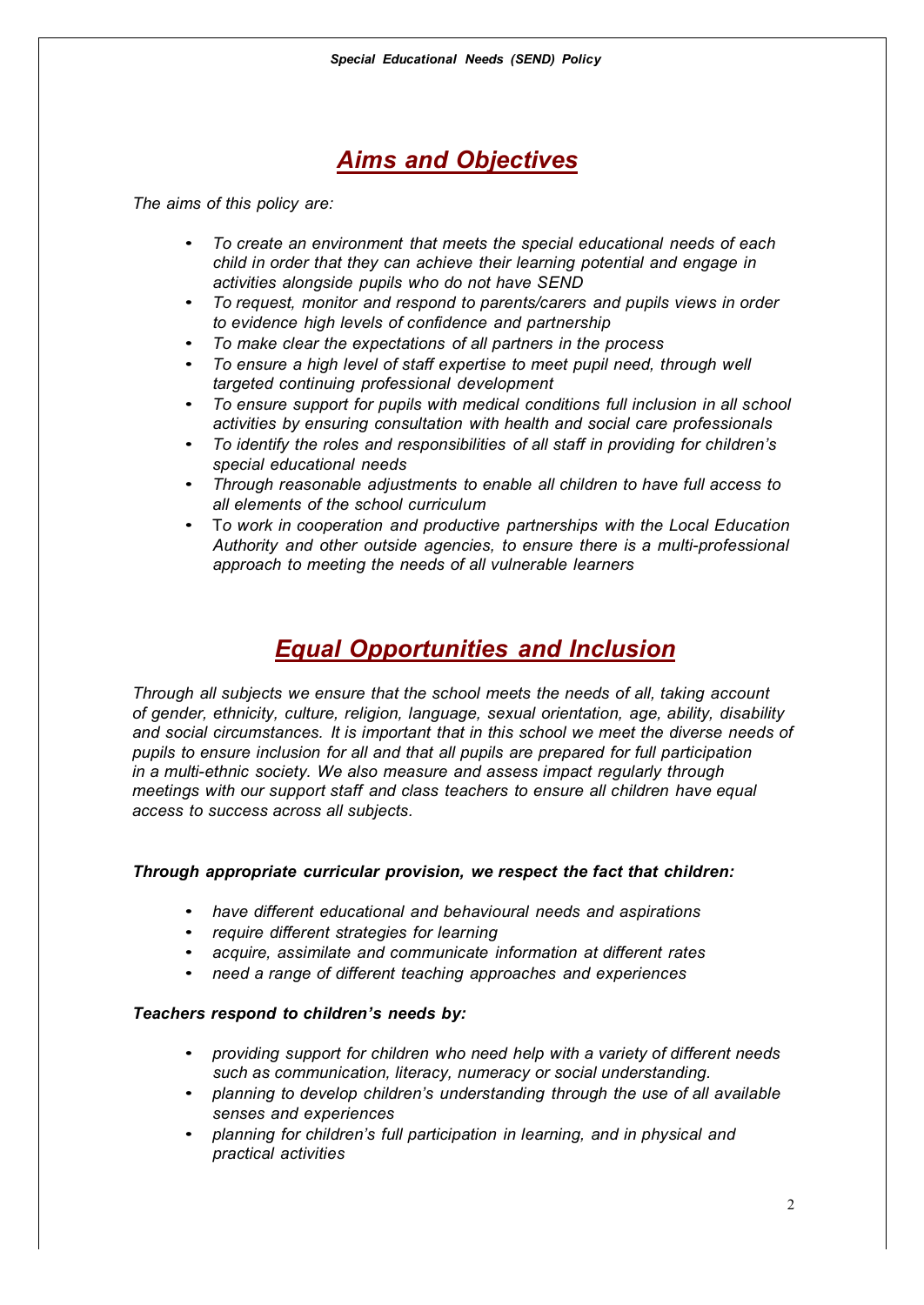## *Aims and Objectives*

*The aims of this policy are:*

- *To create an environment that meets the special educational needs of each child in order that they can achieve their learning potential and engage in activities alongside pupils who do not have SEND*
- *To request, monitor and respond to parents/carers and pupils views in order to evidence high levels of confidence and partnership*
- *To make clear the expectations of all partners in the process*
- *To ensure a high level of staff expertise to meet pupil need, through well targeted continuing professional development*
- *To ensure support for pupils with medical conditions full inclusion in all school activities by ensuring consultation with health and social care professionals*
- *To identify the roles and responsibilities of all staff in providing for children's special educational needs*
- *Through reasonable adjustments to enable all children to have full access to all elements of the school curriculum*
- T*o work in cooperation and productive partnerships with the Local Education Authority and other outside agencies, to ensure there is a multi-professional approach to meeting the needs of all vulnerable learners*

## *Equal Opportunities and Inclusion*

*Through all subjects we ensure that the school meets the needs of all, taking account of gender, ethnicity, culture, religion, language, sexual orientation, age, ability, disability and social circumstances. It is important that in this school we meet the diverse needs of pupils to ensure inclusion for all and that all pupils are prepared for full participation in a multi-ethnic society. We also measure and assess impact regularly through meetings with our support staff and class teachers to ensure all children have equal access to success across all subjects.*

***Through appropriate curricular provision, we respect the fact that children:***

- *have different educational and behavioural needs and aspirations*
- *require different strategies for learning*
- *acquire, assimilate and communicate information at different rates*
- *need a range of different teaching approaches and experiences*

***Teachers respond to children's needs by:***

- *providing support for children who need help with a variety of different needs such as communication, literacy, numeracy or social understanding.*
- *planning to develop children's understanding through the use of all available senses and experiences*
- *planning for children's full participation in learning, and in physical and practical activities*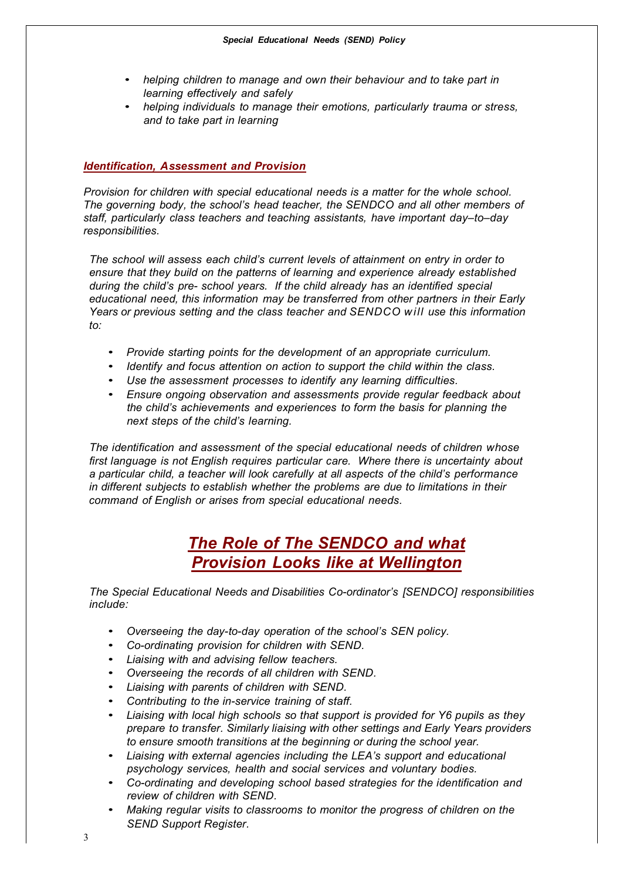- *helping children to manage and own their behaviour and to take part in learning effectively and safely*
- *helping individuals to manage their emotions, particularly trauma or stress, and to take part in learning*

### ***Identification, Assessment and Provision***

*Provision for children with special educational needs is a matter for the whole school. The governing body, the school's head teacher, the SENDCO and all other members of staff, particularly class teachers and teaching assistants, have important day–to–day responsibilities.*

*The school will assess each child's current levels of attainment on entry in order to ensure that they build on the patterns of learning and experience already established during the child's pre- school years. If the child already has an identified special educational need, this information may be transferred from other partners in their Early Years or previous setting and the class teacher and SENDCO will use this information to:*

- *Provide starting points for the development of an appropriate curriculum.*
- *Identify and focus attention on action to support the child within the class.*
- *Use the assessment processes to identify any learning difficulties.*
- *Ensure ongoing observation and assessments provide regular feedback about the child's achievements and experiences to form the basis for planning the next steps of the child's learning.*

*The identification and assessment of the special educational needs of children whose first language is not English requires particular care. Where there is uncertainty about a particular child, a teacher will look carefully at all aspects of the child's performance in different subjects to establish whether the problems are due to limitations in their command of English or arises from special educational needs.*

## ***The Role of The SENDCO and what Provision Looks like at Wellington***

*The Special Educational Needs and Disabilities Co-ordinator's [SENDCO] responsibilities include:*

- *Overseeing the day-to-day operation of the school's SEN policy.*
- *Co-ordinating provision for children with SEND.*
- *Liaising with and advising fellow teachers.*
- *Overseeing the records of all children with SEND.*
- *Liaising with parents of children with SEND.*
- *Contributing to the in-service training of staff.*
- *Liaising with local high schools so that support is provided for Y6 pupils as they prepare to transfer. Similarly liaising with other settings and Early Years providers to ensure smooth transitions at the beginning or during the school year.*
- *Liaising with external agencies including the LEA's support and educational psychology services, health and social services and voluntary bodies.*
- *Co-ordinating and developing school based strategies for the identification and review of children with SEND.*
- *Making regular visits to classrooms to monitor the progress of children on the SEND Support Register.*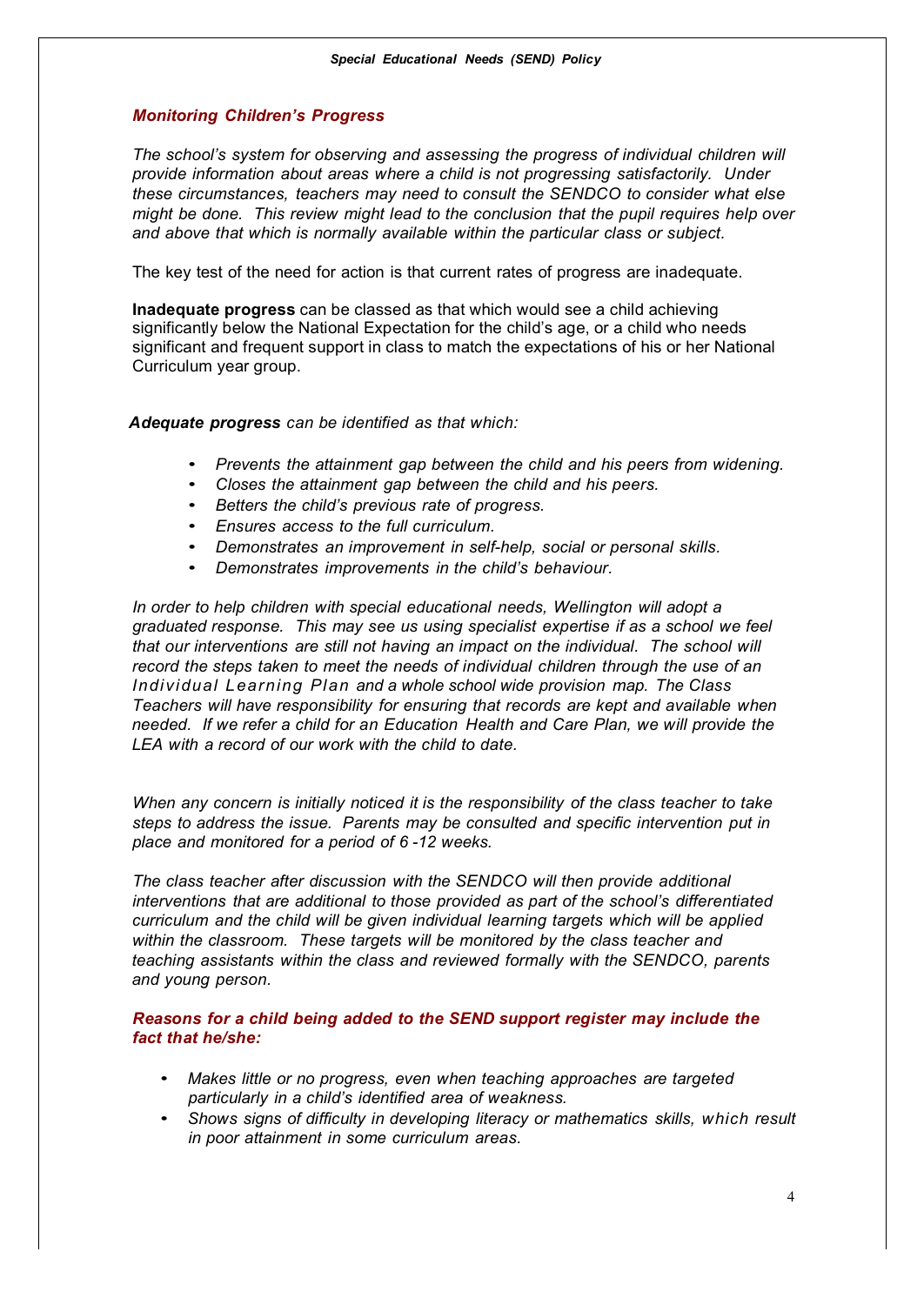### *Monitoring Children's Progress*

*The school's system for observing and assessing the progress of individual children will provide information about areas where a child is not progressing satisfactorily. Under these circumstances, teachers may need to consult the SENDCO to consider what else might be done. This review might lead to the conclusion that the pupil requires help over and above that which is normally available within the particular class or subject.*

The key test of the need for action is that current rates of progress are inadequate.

**Inadequate progress** can be classed as that which would see a child achieving significantly below the National Expectation for the child's age, or a child who needs significant and frequent support in class to match the expectations of his or her National Curriculum year group.

***Adequate progress*** *can be identified as that which:*

- *Prevents the attainment gap between the child and his peers from widening.*
- *Closes the attainment gap between the child and his peers.*
- *Betters the child's previous rate of progress.*
- *Ensures access to the full curriculum.*
- *Demonstrates an improvement in self-help, social or personal skills.*
- *Demonstrates improvements in the child's behaviour.*

*In order to help children with special educational needs, Wellington will adopt a graduated response. This may see us using specialist expertise if as a school we feel that our interventions are still not having an impact on the individual. The school will record the steps taken to meet the needs of individual children through the use of an Individual Learning Plan and a whole school wide provision map. The Class Teachers will have responsibility for ensuring that records are kept and available when needed. If we refer a child for an Education Health and Care Plan, we will provide the LEA with a record of our work with the child to date.*

*When any concern is initially noticed it is the responsibility of the class teacher to take steps to address the issue. Parents may be consulted and specific intervention put in place and monitored for a period of 6 -12 weeks.*

*The class teacher after discussion with the SENDCO will then provide additional interventions that are additional to those provided as part of the school's differentiated curriculum and the child will be given individual learning targets which will be applied within the classroom. These targets will be monitored by the class teacher and teaching assistants within the class and reviewed formally with the SENDCO, parents and young person.*

### *Reasons for a child being added to the SEND support register may include the fact that he/she:*

- *Makes little or no progress, even when teaching approaches are targeted particularly in a child's identified area of weakness.*
- *Shows signs of difficulty in developing literacy or mathematics skills, which result in poor attainment in some curriculum areas.*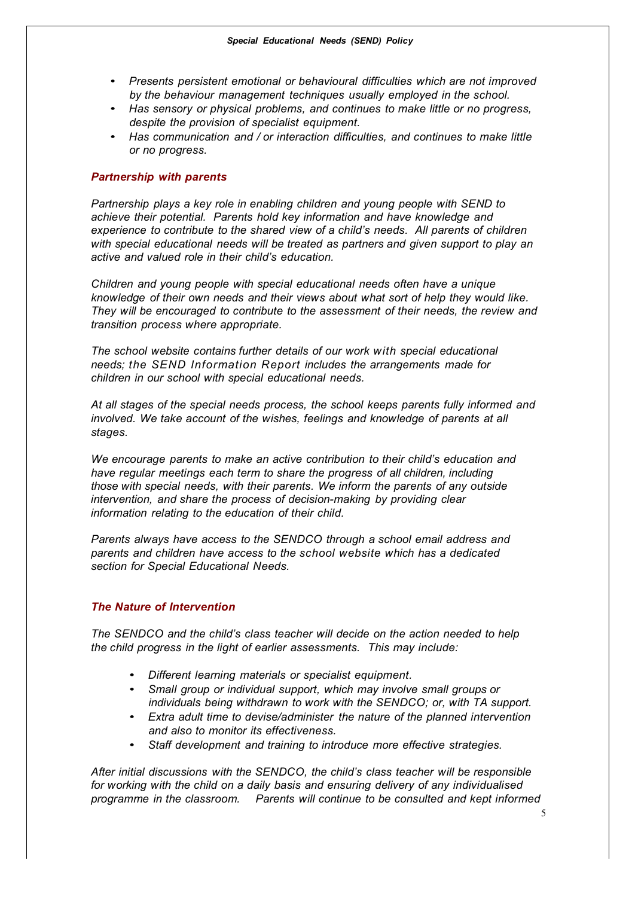- *Presents persistent emotional or behavioural difficulties which are not improved by the behaviour management techniques usually employed in the school.*
- *Has sensory or physical problems, and continues to make little or no progress, despite the provision of specialist equipment.*
- *Has communication and / or interaction difficulties, and continues to make little or no progress.*

### *Partnership with parents*

*Partnership plays a key role in enabling children and young people with SEND to achieve their potential. Parents hold key information and have knowledge and experience to contribute to the shared view of a child's needs. All parents of children with special educational needs will be treated as partners and given support to play an active and valued role in their child's education.*

*Children and young people with special educational needs often have a unique knowledge of their own needs and their views about what sort of help they would like. They will be encouraged to contribute to the assessment of their needs, the review and transition process where appropriate.*

*The school website contains further details of our work with special educational needs; the SEND Information Report includes the arrangements made for children in our school with special educational needs.*

*At all stages of the special needs process, the school keeps parents fully informed and involved. We take account of the wishes, feelings and knowledge of parents at all stages.*

*We encourage parents to make an active contribution to their child's education and have regular meetings each term to share the progress of all children, including those with special needs, with their parents. We inform the parents of any outside intervention, and share the process of decision-making by providing clear information relating to the education of their child.*

*Parents always have access to the SENDCO through a school email address and parents and children have access to the school website which has a dedicated section for Special Educational Needs.*

### *The Nature of Intervention*

*The SENDCO and the child's class teacher will decide on the action needed to help the child progress in the light of earlier assessments. This may include:*

- *Different learning materials or specialist equipment.*
- *Small group or individual support, which may involve small groups or individuals being withdrawn to work with the SENDCO; or, with TA support.*
- *Extra adult time to devise/administer the nature of the planned intervention and also to monitor its effectiveness.*
- *Staff development and training to introduce more effective strategies.*

*After initial discussions with the SENDCO, the child's class teacher will be responsible for working with the child on a daily basis and ensuring delivery of any individualised programme in the classroom. Parents will continue to be consulted and kept informed*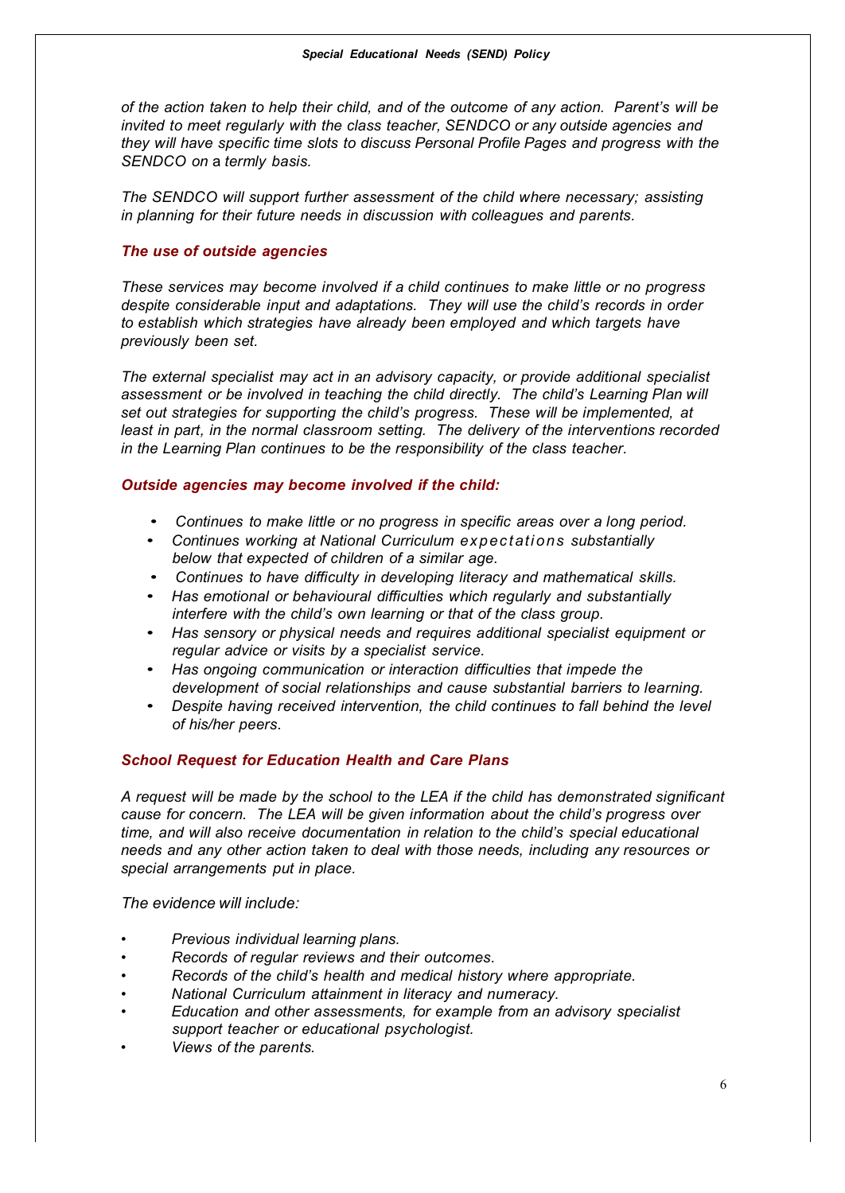*of the action taken to help their child, and of the outcome of any action. Parent's will be invited to meet regularly with the class teacher, SENDCO or any outside agencies and they will have specific time slots to discuss Personal Profile Pages and progress with the SENDCO on* a *termly basis.*

*The SENDCO will support further assessment of the child where necessary; assisting in planning for their future needs in discussion with colleagues and parents.*

### *The use of outside agencies*

*These services may become involved if a child continues to make little or no progress despite considerable input and adaptations. They will use the child's records in order to establish which strategies have already been employed and which targets have previously been set.*

*The external specialist may act in an advisory capacity, or provide additional specialist assessment or be involved in teaching the child directly. The child's Learning Plan will set out strategies for supporting the child's progress. These will be implemented, at least in part, in the normal classroom setting. The delivery of the interventions recorded in the Learning Plan continues to be the responsibility of the class teacher.*

### *Outside agencies may become involved if the child:*

- *Continues to make little or no progress in specific areas over a long period.*
- *Continues working at National Curriculum expectations substantially below that expected of children of a similar age.*
- *Continues to have difficulty in developing literacy and mathematical skills.*
- *Has emotional or behavioural difficulties which regularly and substantially interfere with the child's own learning or that of the class group.*
- *Has sensory or physical needs and requires additional specialist equipment or regular advice or visits by a specialist service.*
- *Has ongoing communication or interaction difficulties that impede the development of social relationships and cause substantial barriers to learning.*
- *Despite having received intervention, the child continues to fall behind the level of his/her peers.*

### *School Request for Education Health and Care Plans*

*A request will be made by the school to the LEA if the child has demonstrated significant cause for concern. The LEA will be given information about the child's progress over time, and will also receive documentation in relation to the child's special educational needs and any other action taken to deal with those needs, including any resources or special arrangements put in place.*

*The evidence will include:*

- *Previous individual learning plans.*
- *Records of regular reviews and their outcomes.*
- *Records of the child's health and medical history where appropriate.*
- *National Curriculum attainment in literacy and numeracy.*
- *Education and other assessments, for example from an advisory specialist support teacher or educational psychologist.*
- *Views of the parents.*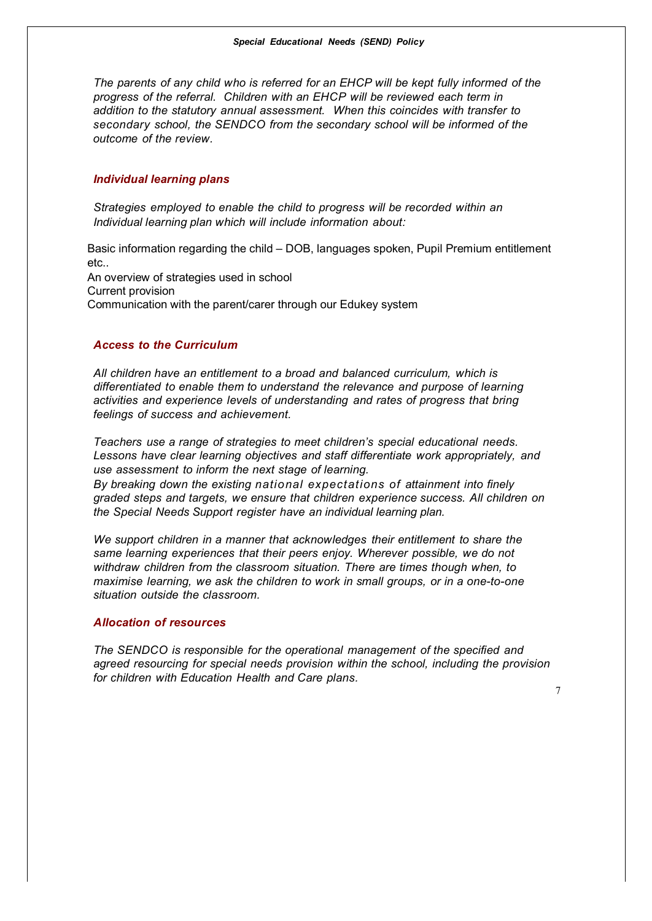*The parents of any child who is referred for an EHCP will be kept fully informed of the progress of the referral. Children with an EHCP will be reviewed each term in addition to the statutory annual assessment. When this coincides with transfer to secondary school, the SENDCO from the secondary school will be informed of the outcome of the review.*

### *Individual learning plans*

*Strategies employed to enable the child to progress will be recorded within an Individual learning plan which will include information about:*

Basic information regarding the child – DOB, languages spoken, Pupil Premium entitlement etc..
An overview of strategies used in school
Current provision
Communication with the parent/carer through our Edukey system

### *Access to the Curriculum*

*All children have an entitlement to a broad and balanced curriculum, which is differentiated to enable them to understand the relevance and purpose of learning activities and experience levels of understanding and rates of progress that bring feelings of success and achievement.*

*Teachers use a range of strategies to meet children's special educational needs. Lessons have clear learning objectives and staff differentiate work appropriately, and use assessment to inform the next stage of learning.*
*By breaking down the existing national expectations of attainment into finely graded steps and targets, we ensure that children experience success. All children on the Special Needs Support register have an individual learning plan.*

*We support children in a manner that acknowledges their entitlement to share the same learning experiences that their peers enjoy. Wherever possible, we do not withdraw children from the classroom situation. There are times though when, to maximise learning, we ask the children to work in small groups, or in a one-to-one situation outside the classroom.*

### *Allocation of resources*

*The SENDCO is responsible for the operational management of the specified and agreed resourcing for special needs provision within the school, including the provision for children with Education Health and Care plans.*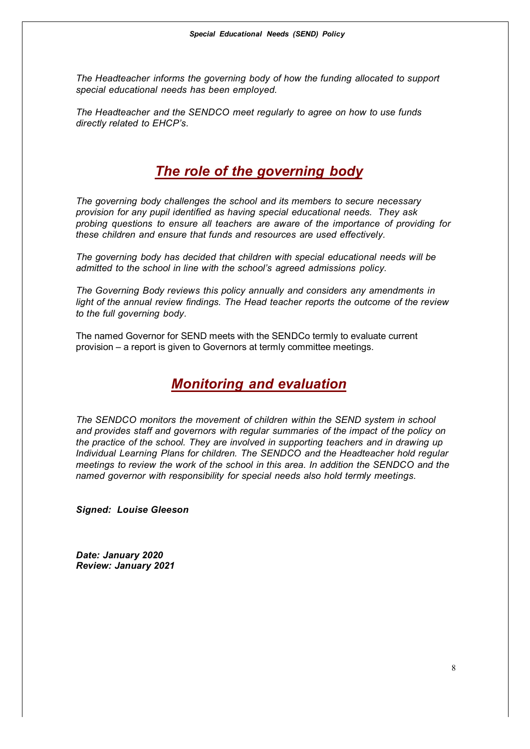*The Headteacher informs the governing body of how the funding allocated to support special educational needs has been employed.*

*The Headteacher and the SENDCO meet regularly to agree on how to use funds directly related to EHCP's.*

## ***The role of the governing body***

*The governing body challenges the school and its members to secure necessary provision for any pupil identified as having special educational needs. They ask probing questions to ensure all teachers are aware of the importance of providing for these children and ensure that funds and resources are used effectively.*

*The governing body has decided that children with special educational needs will be admitted to the school in line with the school's agreed admissions policy.*

*The Governing Body reviews this policy annually and considers any amendments in light of the annual review findings. The Head teacher reports the outcome of the review to the full governing body*.

The named Governor for SEND meets with the SENDCo termly to evaluate current provision – a report is given to Governors at termly committee meetings.

## ***Monitoring and evaluation***

*The SENDCO monitors the movement of children within the SEND system in school and provides staff and governors with regular summaries of the impact of the policy on the practice of the school. They are involved in supporting teachers and in drawing up Individual Learning Plans for children. The SENDCO and the Headteacher hold regular meetings to review the work of the school in this area. In addition the SENDCO and the named governor with responsibility for special needs also hold termly meetings.*

***Signed: Louise Gleeson***

***Date: January 2020***
***Review: January 2021***